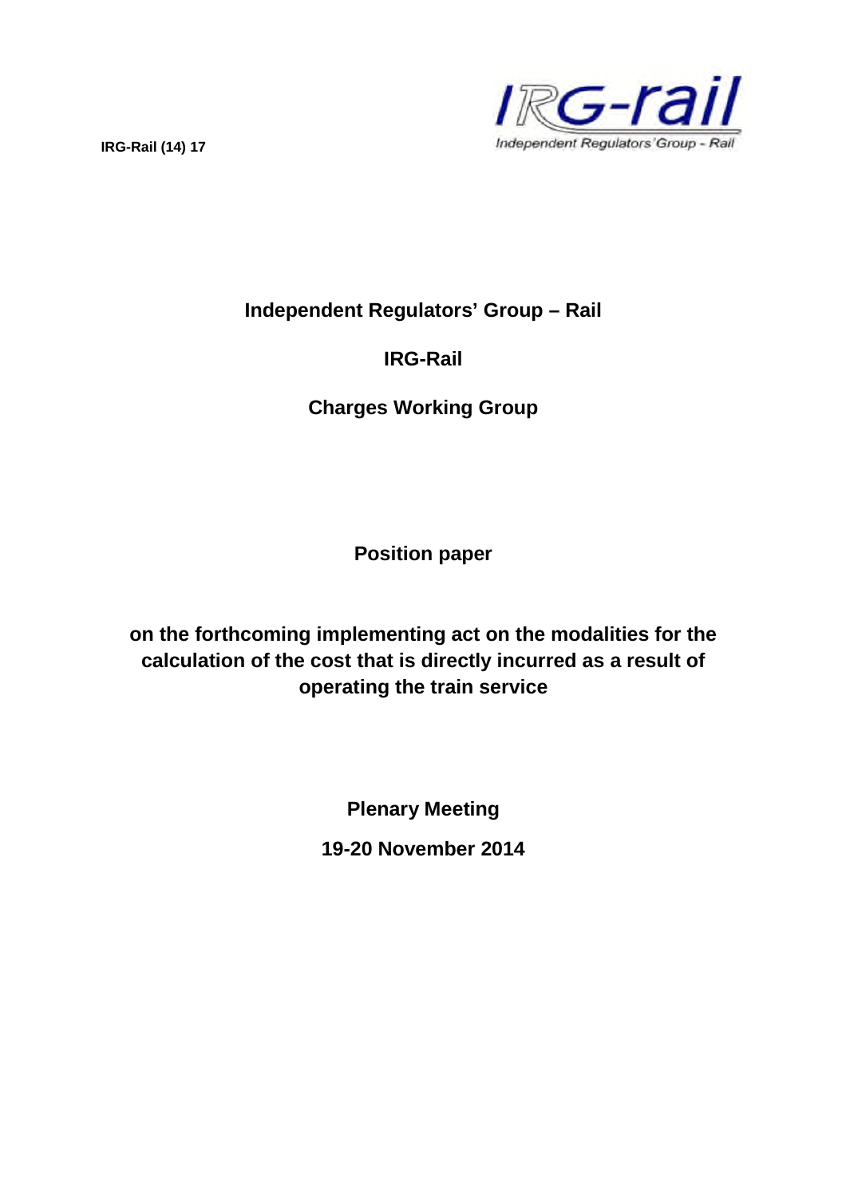IRG-Rail (14) 17

# Independent Regulators' Group – Rail

## IRG-Rail

## Charges Working Group

**Position paper**

**on the forthcoming implementing act on the modalities for the calculation of the cost that is directly incurred as a result of operating the train service**

**Plenary Meeting**

**19-20 November 2014**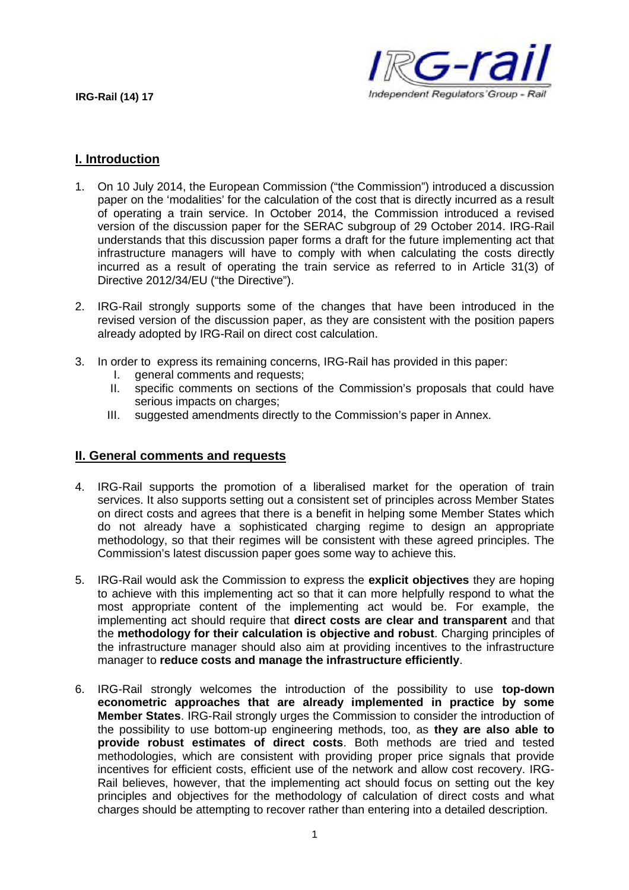**IRG-Rail (14) 17**

## I. Introduction

1. On 10 July 2014, the European Commission ("the Commission") introduced a discussion paper on the 'modalities' for the calculation of the cost that is directly incurred as a result of operating a train service. In October 2014, the Commission introduced a revised version of the discussion paper for the SERAC subgroup of 29 October 2014. IRG-Rail understands that this discussion paper forms a draft for the future implementing act that infrastructure managers will have to comply with when calculating the costs directly incurred as a result of operating the train service as referred to in Article 31(3) of Directive 2012/34/EU ("the Directive").

2. IRG-Rail strongly supports some of the changes that have been introduced in the revised version of the discussion paper, as they are consistent with the position papers already adopted by IRG-Rail on direct cost calculation.

3. In order to express its remaining concerns, IRG-Rail has provided in this paper:
   I. general comments and requests;
   II. specific comments on sections of the Commission's proposals that could have serious impacts on charges;
   III. suggested amendments directly to the Commission's paper in Annex.

## II. General comments and requests

4. IRG-Rail supports the promotion of a liberalised market for the operation of train services. It also supports setting out a consistent set of principles across Member States on direct costs and agrees that there is a benefit in helping some Member States which do not already have a sophisticated charging regime to design an appropriate methodology, so that their regimes will be consistent with these agreed principles. The Commission's latest discussion paper goes some way to achieve this.

5. IRG-Rail would ask the Commission to express the **explicit objectives** they are hoping to achieve with this implementing act so that it can more helpfully respond to what the most appropriate content of the implementing act would be. For example, the implementing act should require that **direct costs are clear and transparent** and that the **methodology for their calculation is objective and robust**. Charging principles of the infrastructure manager should also aim at providing incentives to the infrastructure manager to **reduce costs and manage the infrastructure efficiently**.

6. IRG-Rail strongly welcomes the introduction of the possibility to use **top-down econometric approaches that are already implemented in practice by some Member States**. IRG-Rail strongly urges the Commission to consider the introduction of the possibility to use bottom-up engineering methods, too, as **they are also able to provide robust estimates of direct costs**. Both methods are tried and tested methodologies, which are consistent with providing proper price signals that provide incentives for efficient costs, efficient use of the network and allow cost recovery. IRG-Rail believes, however, that the implementing act should focus on setting out the key principles and objectives for the methodology of calculation of direct costs and what charges should be attempting to recover rather than entering into a detailed description.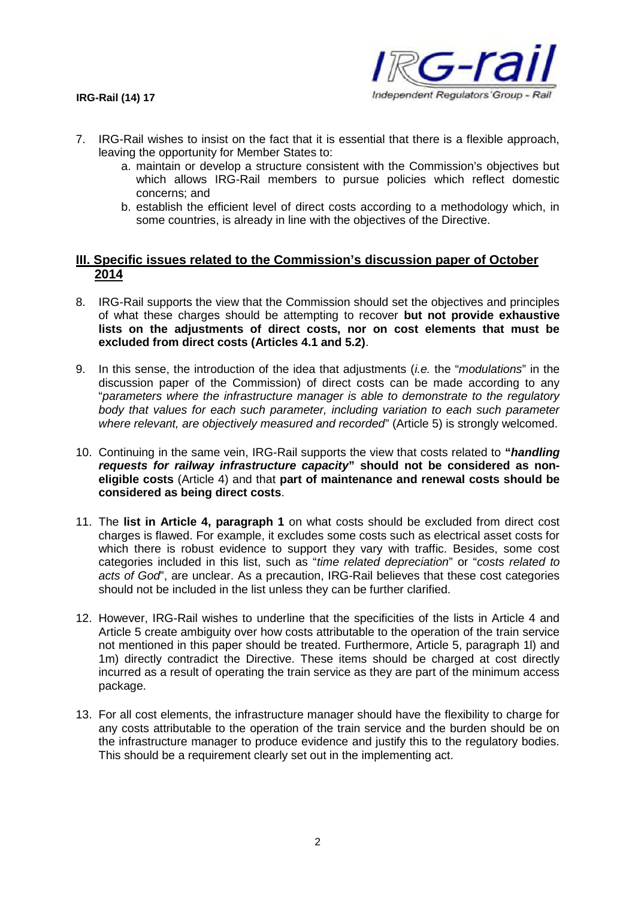7. IRG-Rail wishes to insist on the fact that it is essential that there is a flexible approach, leaving the opportunity for Member States to:
   a. maintain or develop a structure consistent with the Commission's objectives but which allows IRG-Rail members to pursue policies which reflect domestic concerns; and
   b. establish the efficient level of direct costs according to a methodology which, in some countries, is already in line with the objectives of the Directive.

## III. Specific issues related to the Commission's discussion paper of October 2014

8. IRG-Rail supports the view that the Commission should set the objectives and principles of what these charges should be attempting to recover **but not provide exhaustive lists on the adjustments of direct costs, nor on cost elements that must be excluded from direct costs (Articles 4.1 and 5.2)**.

9. In this sense, the introduction of the idea that adjustments (*i.e.* the "*modulations*" in the discussion paper of the Commission) of direct costs can be made according to any "*parameters where the infrastructure manager is able to demonstrate to the regulatory body that values for each such parameter, including variation to each such parameter where relevant, are objectively measured and recorded*" (Article 5) is strongly welcomed.

10. Continuing in the same vein, IRG-Rail supports the view that costs related to **"*handling requests for railway infrastructure capacity*" should not be considered as non-eligible costs** (Article 4) and that **part of maintenance and renewal costs should be considered as being direct costs**.

11. The **list in Article 4, paragraph 1** on what costs should be excluded from direct cost charges is flawed. For example, it excludes some costs such as electrical asset costs for which there is robust evidence to support they vary with traffic. Besides, some cost categories included in this list, such as "*time related depreciation*" or "*costs related to acts of God*", are unclear. As a precaution, IRG-Rail believes that these cost categories should not be included in the list unless they can be further clarified.

12. However, IRG-Rail wishes to underline that the specificities of the lists in Article 4 and Article 5 create ambiguity over how costs attributable to the operation of the train service not mentioned in this paper should be treated. Furthermore, Article 5, paragraph 1l) and 1m) directly contradict the Directive. These items should be charged at cost directly incurred as a result of operating the train service as they are part of the minimum access package.

13. For all cost elements, the infrastructure manager should have the flexibility to charge for any costs attributable to the operation of the train service and the burden should be on the infrastructure manager to produce evidence and justify this to the regulatory bodies. This should be a requirement clearly set out in the implementing act.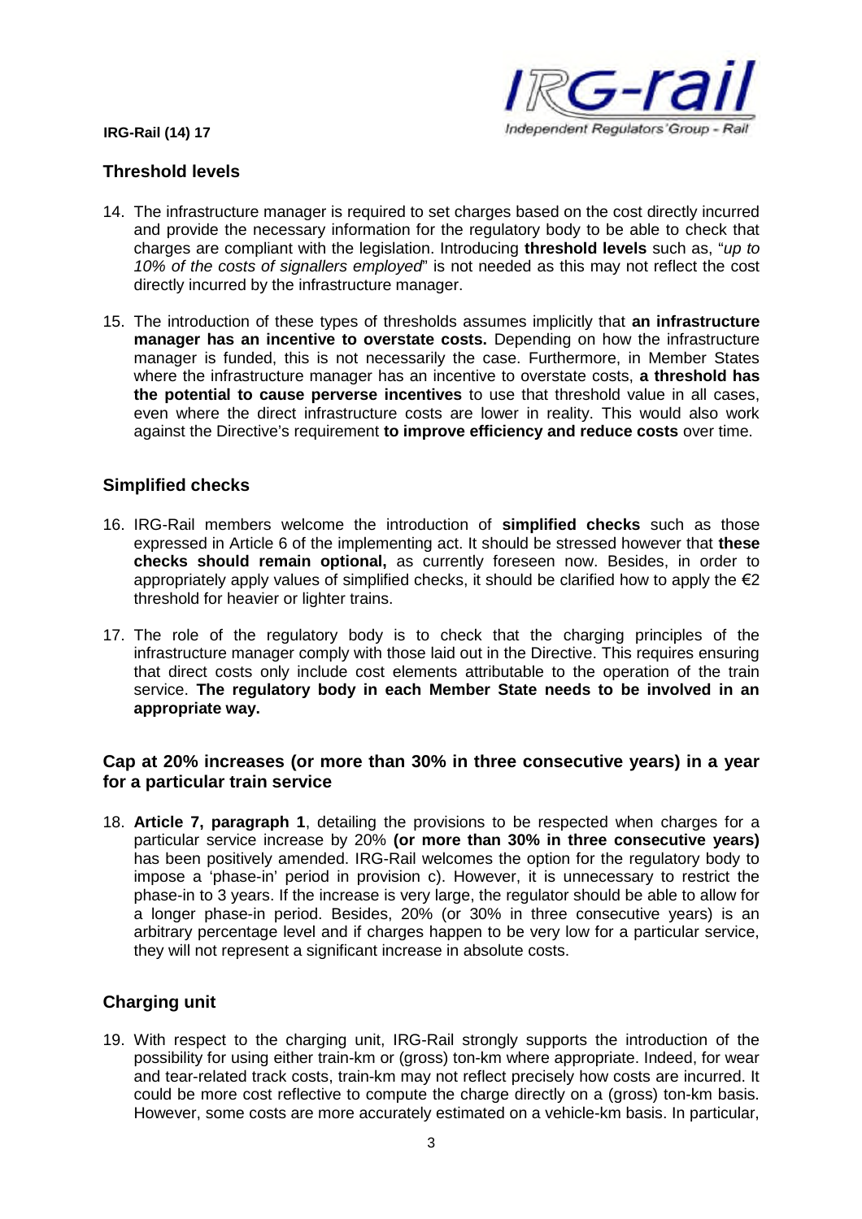## Threshold levels

14. The infrastructure manager is required to set charges based on the cost directly incurred and provide the necessary information for the regulatory body to be able to check that charges are compliant with the legislation. Introducing **threshold levels** such as, "*up to 10% of the costs of signallers employed*" is not needed as this may not reflect the cost directly incurred by the infrastructure manager.

15. The introduction of these types of thresholds assumes implicitly that **an infrastructure manager has an incentive to overstate costs.** Depending on how the infrastructure manager is funded, this is not necessarily the case. Furthermore, in Member States where the infrastructure manager has an incentive to overstate costs, **a threshold has the potential to cause perverse incentives** to use that threshold value in all cases, even where the direct infrastructure costs are lower in reality. This would also work against the Directive's requirement **to improve efficiency and reduce costs** over time.

## Simplified checks

16. IRG-Rail members welcome the introduction of **simplified checks** such as those expressed in Article 6 of the implementing act. It should be stressed however that **these checks should remain optional,** as currently foreseen now. Besides, in order to appropriately apply values of simplified checks, it should be clarified how to apply the €2 threshold for heavier or lighter trains.

17. The role of the regulatory body is to check that the charging principles of the infrastructure manager comply with those laid out in the Directive. This requires ensuring that direct costs only include cost elements attributable to the operation of the train service. **The regulatory body in each Member State needs to be involved in an appropriate way.**

## Cap at 20% increases (or more than 30% in three consecutive years) in a year for a particular train service

18. **Article 7, paragraph 1**, detailing the provisions to be respected when charges for a particular service increase by 20% **(or more than 30% in three consecutive years)** has been positively amended. IRG-Rail welcomes the option for the regulatory body to impose a 'phase-in' period in provision c). However, it is unnecessary to restrict the phase-in to 3 years. If the increase is very large, the regulator should be able to allow for a longer phase-in period. Besides, 20% (or 30% in three consecutive years) is an arbitrary percentage level and if charges happen to be very low for a particular service, they will not represent a significant increase in absolute costs.

## Charging unit

19. With respect to the charging unit, IRG-Rail strongly supports the introduction of the possibility for using either train-km or (gross) ton-km where appropriate. Indeed, for wear and tear-related track costs, train-km may not reflect precisely how costs are incurred. It could be more cost reflective to compute the charge directly on a (gross) ton-km basis. However, some costs are more accurately estimated on a vehicle-km basis. In particular,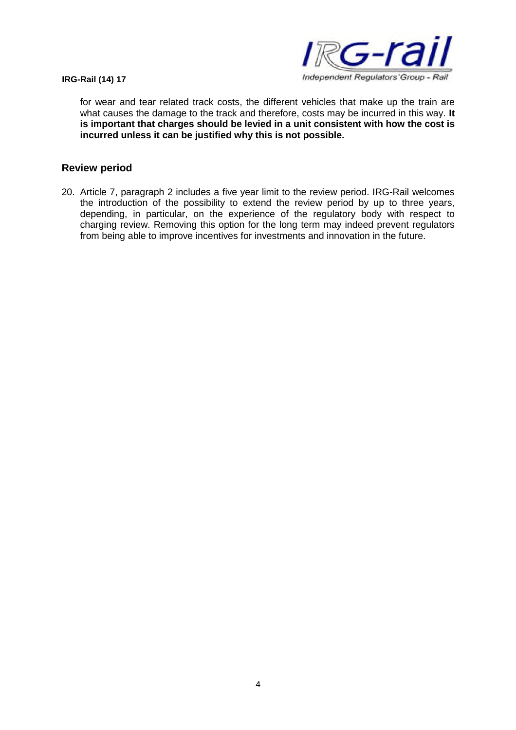for wear and tear related track costs, the different vehicles that make up the train are what causes the damage to the track and therefore, costs may be incurred in this way. **It is important that charges should be levied in a unit consistent with how the cost is incurred unless it can be justified why this is not possible.**

## Review period

20. Article 7, paragraph 2 includes a five year limit to the review period. IRG-Rail welcomes the introduction of the possibility to extend the review period by up to three years, depending, in particular, on the experience of the regulatory body with respect to charging review. Removing this option for the long term may indeed prevent regulators from being able to improve incentives for investments and innovation in the future.